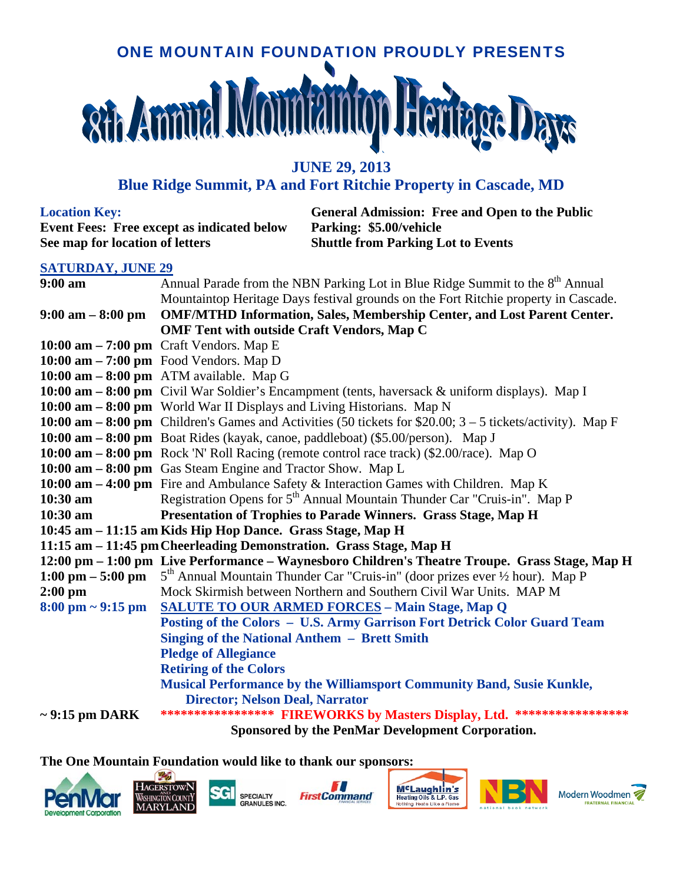ONE MOUNTAIN FOUNDATION PROUDLY PRESENTS

# 8th Annual Mountaintop Heritage Days

## JUNE 29, 2013

## Blue Ridge Summit, PA and Fort Ritchie Property in Cascade, MD

**Location Key:**
**Event Fees: Free except as indicated below**
**See map for location of letters**

**General Admission: Free and Open to the Public**
**Parking: $5.00/vehicle**
**Shuttle from Parking Lot to Events**

### SATURDAY, JUNE 29

| Time | Event |
|---|---|
| **9:00 am** | Annual Parade from the NBN Parking Lot in Blue Ridge Summit to the 8th Annual Mountaintop Heritage Days festival grounds on the Fort Ritchie property in Cascade. |
| **9:00 am – 8:00 pm** | **OMF/MTHD Information, Sales, Membership Center, and Lost Parent Center. OMF Tent with outside Craft Vendors, Map C** |
| **10:00 am – 7:00 pm** | Craft Vendors. Map E |
| **10:00 am – 7:00 pm** | Food Vendors. Map D |
| **10:00 am – 8:00 pm** | ATM available. Map G |
| **10:00 am – 8:00 pm** | Civil War Soldier's Encampment (tents, haversack & uniform displays). Map I |
| **10:00 am – 8:00 pm** | World War II Displays and Living Historians. Map N |
| **10:00 am – 8:00 pm** | Children's Games and Activities (50 tickets for $20.00; 3 – 5 tickets/activity). Map F |
| **10:00 am – 8:00 pm** | Boat Rides (kayak, canoe, paddleboat) ($5.00/person). Map J |
| **10:00 am – 8:00 pm** | Rock 'N' Roll Racing (remote control race track) ($2.00/race). Map O |
| **10:00 am – 8:00 pm** | Gas Steam Engine and Tractor Show. Map L |
| **10:00 am – 4:00 pm** | Fire and Ambulance Safety & Interaction Games with Children. Map K |
| **10:30 am** | Registration Opens for 5th Annual Mountain Thunder Car "Cruis-in". Map P |
| **10:30 am** | **Presentation of Trophies to Parade Winners. Grass Stage, Map H** |
| **10:45 am – 11:15 am** | **Kids Hip Hop Dance. Grass Stage, Map H** |
| **11:15 am – 11:45 pm** | **Cheerleading Demonstration. Grass Stage, Map H** |
| **12:00 pm – 1:00 pm** | **Live Performance – Waynesboro Children's Theatre Troupe. Grass Stage, Map H** |
| **1:00 pm – 5:00 pm** | 5th Annual Mountain Thunder Car "Cruis-in" (door prizes ever ½ hour). Map P |
| **2:00 pm** | Mock Skirmish between Northern and Southern Civil War Units. MAP M |
| **8:00 pm ~ 9:15 pm** | **SALUTE TO OUR ARMED FORCES – Main Stage, Map Q**<br>**Posting of the Colors – U.S. Army Garrison Fort Detrick Color Guard Team**<br>**Singing of the National Anthem – Brett Smith**<br>**Pledge of Allegiance**<br>**Retiring of the Colors**<br>**Musical Performance by the Williamsport Community Band, Susie Kunkle, Director; Nelson Deal, Narrator** |
| **~ 9:15 pm DARK** | ****************** FIREWORKS by Masters Display, Ltd. ******************<br>**Sponsored by the PenMar Development Corporation.** |

**The One Mountain Foundation would like to thank our sponsors:**

PenMar Development Corporation · Hagerstown and Washington County Maryland · SGI Specialty Granules Inc. · First Command Financial Services · McLaughlin's Heating Oils & L.P. Gas – Nothing Heats Like a Flame · NBN national book network · Modern Woodmen Fraternal Financial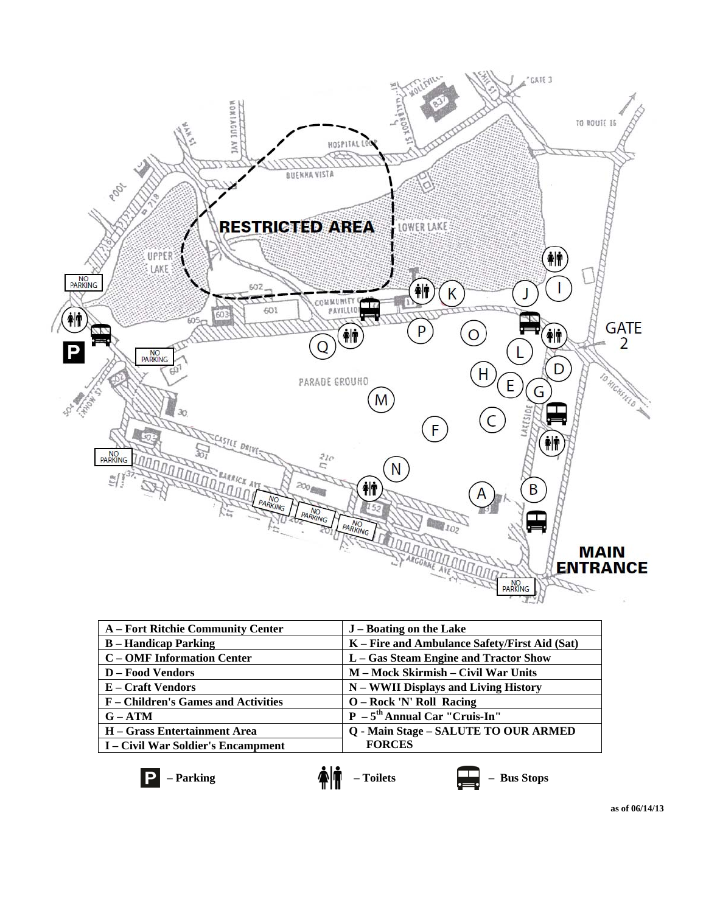RESTRICTED AREA

MAIN ENTRANCE

GATE 2

| | |
|---|---|
| **A – Fort Ritchie Community Center** | **J – Boating on the Lake** |
| **B – Handicap Parking** | **K – Fire and Ambulance Safety/First Aid (Sat)** |
| **C – OMF Information Center** | **L – Gas Steam Engine and Tractor Show** |
| **D – Food Vendors** | **M – Mock Skirmish – Civil War Units** |
| **E – Craft Vendors** | **N – WWII Displays and Living History** |
| **F – Children's Games and Activities** | **O – Rock 'N' Roll Racing** |
| **G – ATM** | **P – 5th Annual Car "Cruis-In"** |
| **H – Grass Entertainment Area** | **Q - Main Stage – SALUTE TO OUR ARMED FORCES** |
| **I – Civil War Soldier's Encampment** | |

**P – Parking** **– Toilets** **– Bus Stops**

**as of 06/14/13**